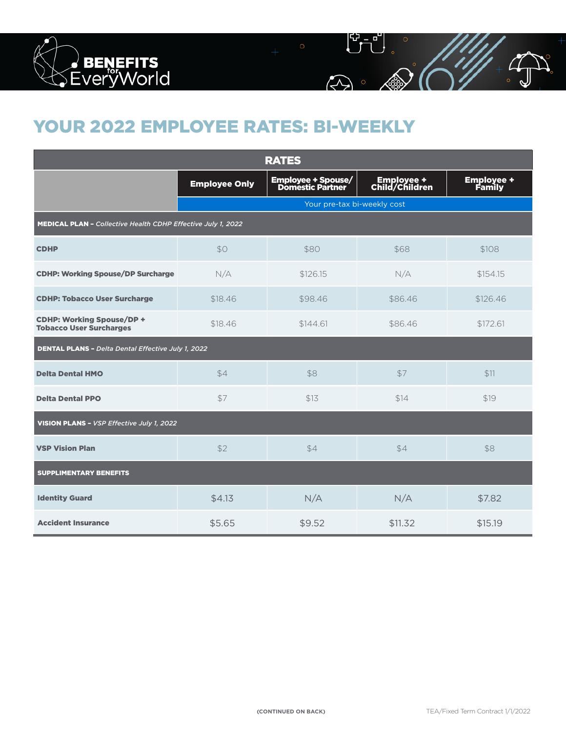BENEFITS for EveryWorld

# YOUR 2022 EMPLOYEE RATES: BI-WEEKLY

| RATES | | | | |
|---|---|---|---|---|
| | **Employee Only** | **Employee + Spouse/ Domestic Partner** | **Employee + Child/Children** | **Employee + Family** |
| | Your pre-tax bi-weekly cost | | | |
| **MEDICAL PLAN –** ***Collective Health CDHP Effective July 1, 2022*** | | | | |
| **CDHP** | $0 | $80 | $68 | $108 |
| **CDHP: Working Spouse/DP Surcharge** | N/A | $126.15 | N/A | $154.15 |
| **CDHP: Tobacco User Surcharge** | $18.46 | $98.46 | $86.46 | $126.46 |
| **CDHP: Working Spouse/DP + Tobacco User Surcharges** | $18.46 | $144.61 | $86.46 | $172.61 |
| **DENTAL PLANS –** ***Delta Dental Effective July 1, 2022*** | | | | |
| **Delta Dental HMO** | $4 | $8 | $7 | $11 |
| **Delta Dental PPO** | $7 | $13 | $14 | $19 |
| **VISION PLANS –** ***VSP Effective July 1, 2022*** | | | | |
| **VSP Vision Plan** | $2 | $4 | $4 | $8 |
| **SUPPLIMENTARY BENEFITS** | | | | |
| **Identity Guard** | $4.13 | N/A | N/A | $7.82 |
| **Accident Insurance** | $5.65 | $9.52 | $11.32 | $15.19 |

**(CONTINUED ON BACK)**

TEA/Fixed Term Contract 1/1/2022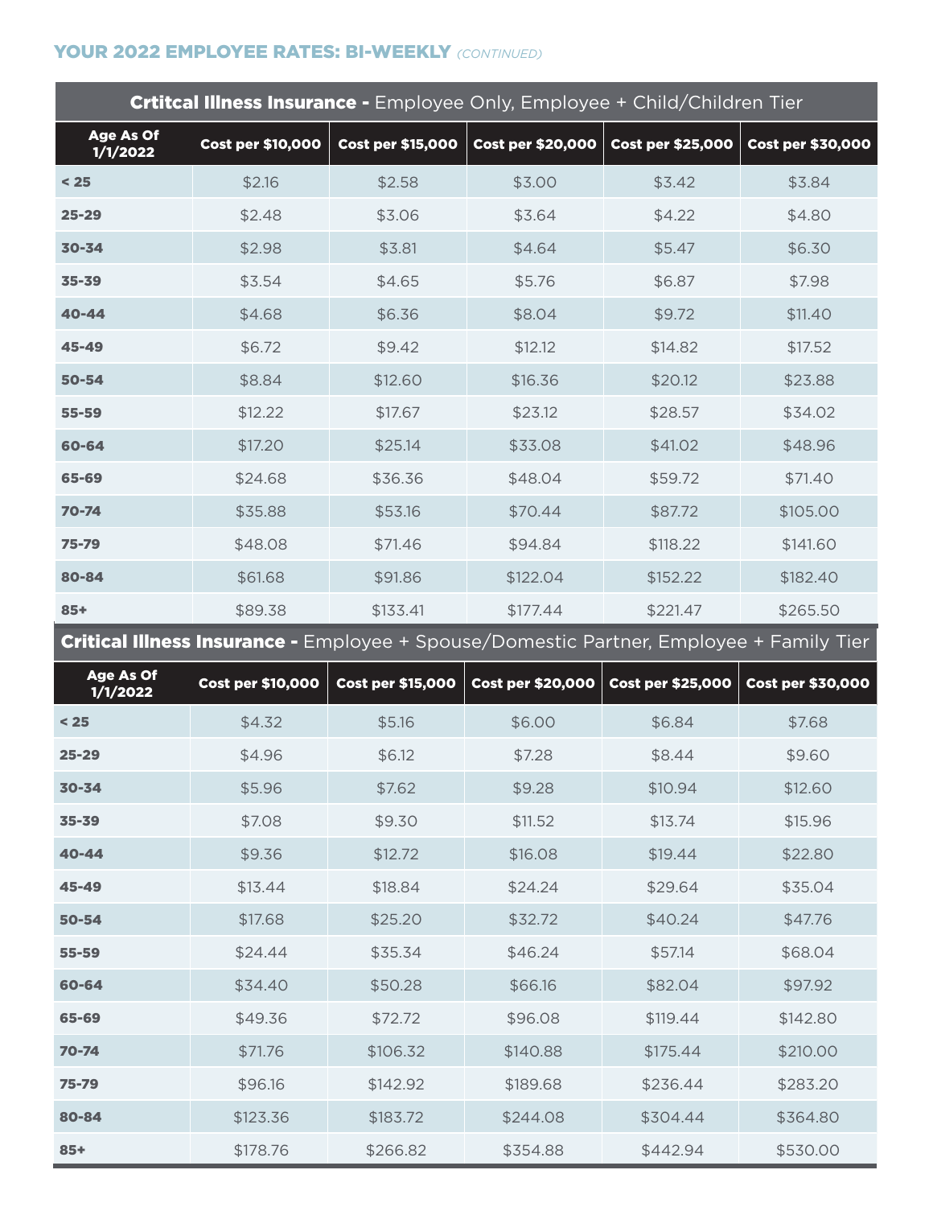## YOUR 2022 EMPLOYEE RATES: BI-WEEKLY *(CONTINUED)*

**Crtitcal Illness Insurance -** Employee Only, Employee + Child/Children Tier

| Age As Of 1/1/2022 | Cost per $10,000 | Cost per $15,000 | Cost per $20,000 | Cost per $25,000 | Cost per $30,000 |
|---|---|---|---|---|---|
| < 25 | $2.16 | $2.58 | $3.00 | $3.42 | $3.84 |
| 25-29 | $2.48 | $3.06 | $3.64 | $4.22 | $4.80 |
| 30-34 | $2.98 | $3.81 | $4.64 | $5.47 | $6.30 |
| 35-39 | $3.54 | $4.65 | $5.76 | $6.87 | $7.98 |
| 40-44 | $4.68 | $6.36 | $8.04 | $9.72 | $11.40 |
| 45-49 | $6.72 | $9.42 | $12.12 | $14.82 | $17.52 |
| 50-54 | $8.84 | $12.60 | $16.36 | $20.12 | $23.88 |
| 55-59 | $12.22 | $17.67 | $23.12 | $28.57 | $34.02 |
| 60-64 | $17.20 | $25.14 | $33.08 | $41.02 | $48.96 |
| 65-69 | $24.68 | $36.36 | $48.04 | $59.72 | $71.40 |
| 70-74 | $35.88 | $53.16 | $70.44 | $87.72 | $105.00 |
| 75-79 | $48.08 | $71.46 | $94.84 | $118.22 | $141.60 |
| 80-84 | $61.68 | $91.86 | $122.04 | $152.22 | $182.40 |
| 85+ | $89.38 | $133.41 | $177.44 | $221.47 | $265.50 |

**Critical Illness Insurance -** Employee + Spouse/Domestic Partner, Employee + Family Tier

| Age As Of 1/1/2022 | Cost per $10,000 | Cost per $15,000 | Cost per $20,000 | Cost per $25,000 | Cost per $30,000 |
|---|---|---|---|---|---|
| < 25 | $4.32 | $5.16 | $6.00 | $6.84 | $7.68 |
| 25-29 | $4.96 | $6.12 | $7.28 | $8.44 | $9.60 |
| 30-34 | $5.96 | $7.62 | $9.28 | $10.94 | $12.60 |
| 35-39 | $7.08 | $9.30 | $11.52 | $13.74 | $15.96 |
| 40-44 | $9.36 | $12.72 | $16.08 | $19.44 | $22.80 |
| 45-49 | $13.44 | $18.84 | $24.24 | $29.64 | $35.04 |
| 50-54 | $17.68 | $25.20 | $32.72 | $40.24 | $47.76 |
| 55-59 | $24.44 | $35.34 | $46.24 | $57.14 | $68.04 |
| 60-64 | $34.40 | $50.28 | $66.16 | $82.04 | $97.92 |
| 65-69 | $49.36 | $72.72 | $96.08 | $119.44 | $142.80 |
| 70-74 | $71.76 | $106.32 | $140.88 | $175.44 | $210.00 |
| 75-79 | $96.16 | $142.92 | $189.68 | $236.44 | $283.20 |
| 80-84 | $123.36 | $183.72 | $244.08 | $304.44 | $364.80 |
| 85+ | $178.76 | $266.82 | $354.88 | $442.94 | $530.00 |